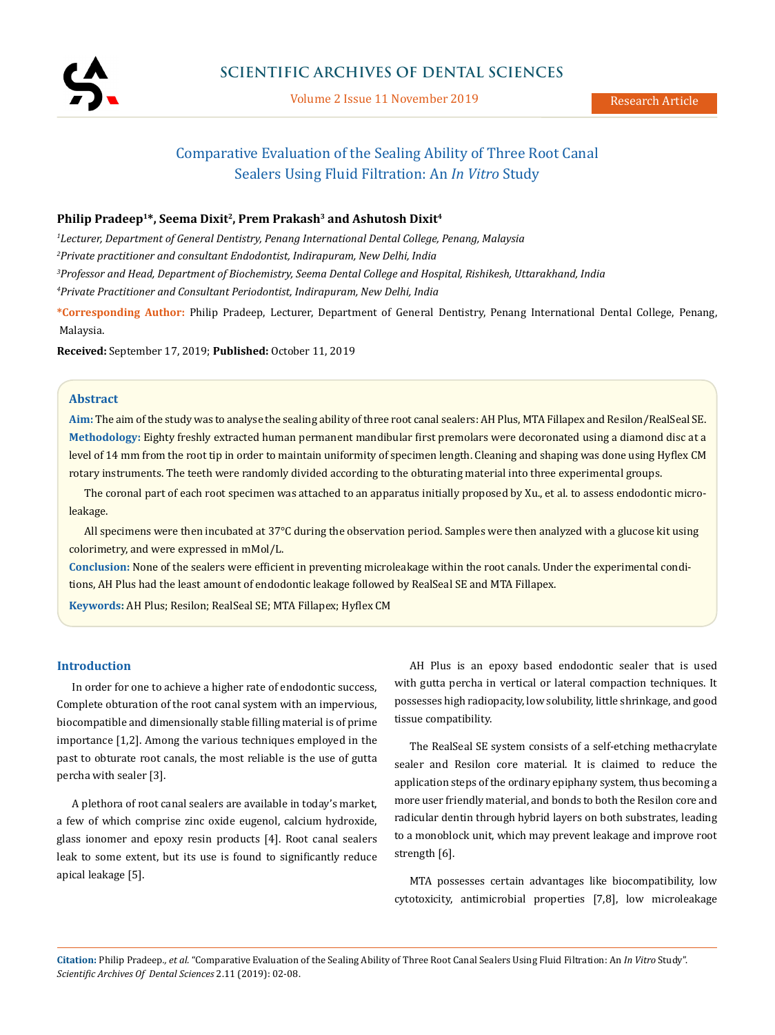# Comparative Evaluation of the Sealing Ability of Three Root Canal Sealers Using Fluid Filtration: An *In Vitro* Study

**Philip Pradeep[1]*, Seema Dixit[2], Prem Prakash[3] and Ashutosh Dixit[4]**

[1]*Lecturer, Department of General Dentistry, Penang International Dental College, Penang, Malaysia*

[2]*Private practitioner and consultant Endodontist, Indirapuram, New Delhi, India*

[3]*Professor and Head, Department of Biochemistry, Seema Dental College and Hospital, Rishikesh, Uttarakhand, India*

[4]*Private Practitioner and Consultant Periodontist, Indirapuram, New Delhi, India*

***Corresponding Author:** Philip Pradeep, Lecturer, Department of General Dentistry, Penang International Dental College, Penang, Malaysia.

**Received:** September 17, 2019; **Published:** October 11, 2019

## Abstract

**Aim:** The aim of the study was to analyse the sealing ability of three root canal sealers: AH Plus, MTA Fillapex and Resilon/RealSeal SE.

**Methodology:** Eighty freshly extracted human permanent mandibular first premolars were decoronated using a diamond disc at a level of 14 mm from the root tip in order to maintain uniformity of specimen length. Cleaning and shaping was done using Hyflex CM rotary instruments. The teeth were randomly divided according to the obturating material into three experimental groups.

The coronal part of each root specimen was attached to an apparatus initially proposed by Xu., et al. to assess endodontic micro-leakage.

All specimens were then incubated at 37°C during the observation period. Samples were then analyzed with a glucose kit using colorimetry, and were expressed in mMol/L.

**Conclusion:** None of the sealers were efficient in preventing microleakage within the root canals. Under the experimental conditions, AH Plus had the least amount of endodontic leakage followed by RealSeal SE and MTA Fillapex.

**Keywords:** AH Plus; Resilon; RealSeal SE; MTA Fillapex; Hyflex CM

## Introduction

In order for one to achieve a higher rate of endodontic success, Complete obturation of the root canal system with an impervious, biocompatible and dimensionally stable filling material is of prime importance [1,2]. Among the various techniques employed in the past to obturate root canals, the most reliable is the use of gutta percha with sealer [3].

A plethora of root canal sealers are available in today's market, a few of which comprise zinc oxide eugenol, calcium hydroxide, glass ionomer and epoxy resin products [4]. Root canal sealers leak to some extent, but its use is found to significantly reduce apical leakage [5].

AH Plus is an epoxy based endodontic sealer that is used with gutta percha in vertical or lateral compaction techniques. It possesses high radiopacity, low solubility, little shrinkage, and good tissue compatibility.

The RealSeal SE system consists of a self-etching methacrylate sealer and Resilon core material. It is claimed to reduce the application steps of the ordinary epiphany system, thus becoming a more user friendly material, and bonds to both the Resilon core and radicular dentin through hybrid layers on both substrates, leading to a monoblock unit, which may prevent leakage and improve root strength [6].

MTA possesses certain advantages like biocompatibility, low cytotoxicity, antimicrobial properties [7,8], low microleakage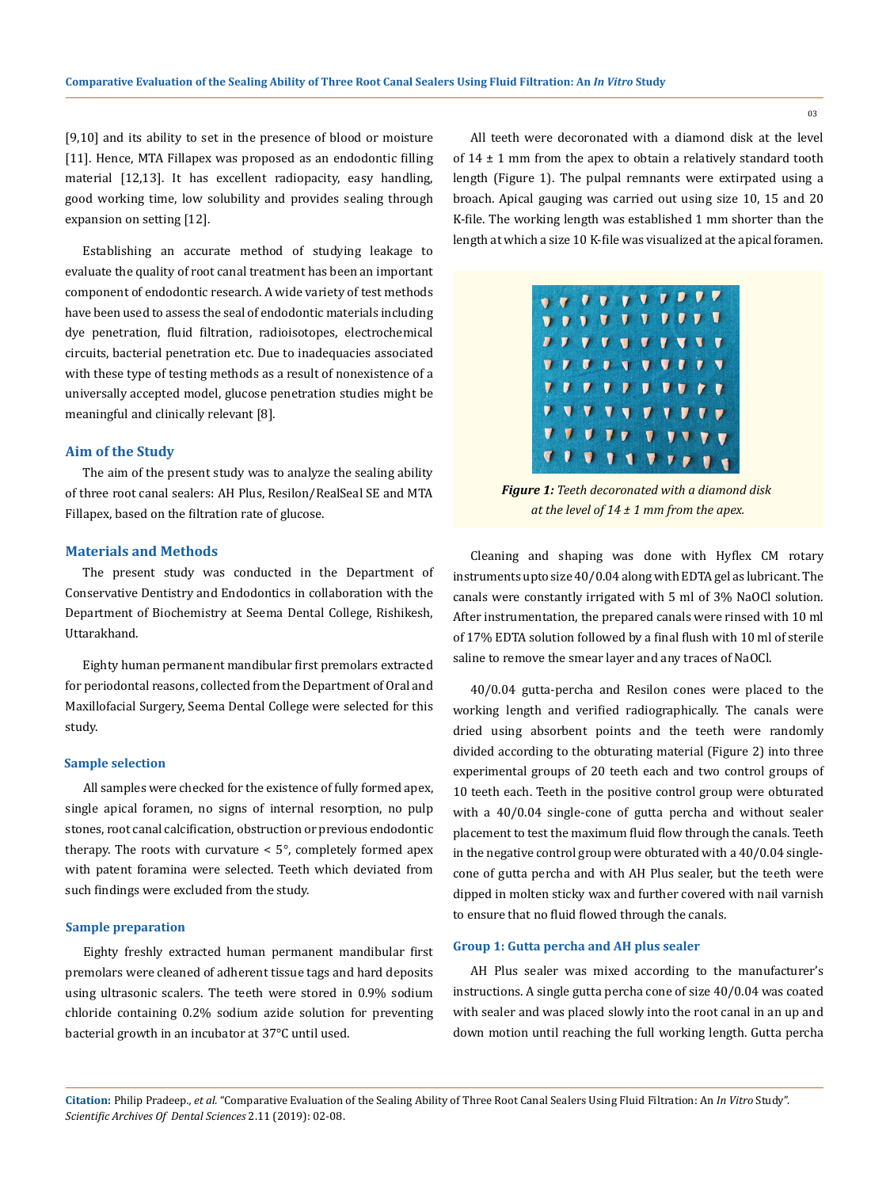[9,10] and its ability to set in the presence of blood or moisture [11]. Hence, MTA Fillapex was proposed as an endodontic filling material [12,13]. It has excellent radiopacity, easy handling, good working time, low solubility and provides sealing through expansion on setting [12].

Establishing an accurate method of studying leakage to evaluate the quality of root canal treatment has been an important component of endodontic research. A wide variety of test methods have been used to assess the seal of endodontic materials including dye penetration, fluid filtration, radioisotopes, electrochemical circuits, bacterial penetration etc. Due to inadequacies associated with these type of testing methods as a result of nonexistence of a universally accepted model, glucose penetration studies might be meaningful and clinically relevant [8].

## Aim of the Study

The aim of the present study was to analyze the sealing ability of three root canal sealers: AH Plus, Resilon/RealSeal SE and MTA Fillapex, based on the filtration rate of glucose.

## Materials and Methods

The present study was conducted in the Department of Conservative Dentistry and Endodontics in collaboration with the Department of Biochemistry at Seema Dental College, Rishikesh, Uttarakhand.

Eighty human permanent mandibular first premolars extracted for periodontal reasons, collected from the Department of Oral and Maxillofacial Surgery, Seema Dental College were selected for this study.

### Sample selection

All samples were checked for the existence of fully formed apex, single apical foramen, no signs of internal resorption, no pulp stones, root canal calcification, obstruction or previous endodontic therapy. The roots with curvature < 5°, completely formed apex with patent foramina were selected. Teeth which deviated from such findings were excluded from the study.

### Sample preparation

Eighty freshly extracted human permanent mandibular first premolars were cleaned of adherent tissue tags and hard deposits using ultrasonic scalers. The teeth were stored in 0.9% sodium chloride containing 0.2% sodium azide solution for preventing bacterial growth in an incubator at 37°C until used.

All teeth were decoronated with a diamond disk at the level of 14 ± 1 mm from the apex to obtain a relatively standard tooth length (Figure 1). The pulpal remnants were extirpated using a broach. Apical gauging was carried out using size 10, 15 and 20 K-file. The working length was established 1 mm shorter than the length at which a size 10 K-file was visualized at the apical foramen.

***Figure 1:*** *Teeth decoronated with a diamond disk at the level of 14 ± 1 mm from the apex.*

Cleaning and shaping was done with Hyflex CM rotary instruments upto size 40/0.04 along with EDTA gel as lubricant. The canals were constantly irrigated with 5 ml of 3% NaOCl solution. After instrumentation, the prepared canals were rinsed with 10 ml of 17% EDTA solution followed by a final flush with 10 ml of sterile saline to remove the smear layer and any traces of NaOCl.

40/0.04 gutta-percha and Resilon cones were placed to the working length and verified radiographically. The canals were dried using absorbent points and the teeth were randomly divided according to the obturating material (Figure 2) into three experimental groups of 20 teeth each and two control groups of 10 teeth each. Teeth in the positive control group were obturated with a 40/0.04 single-cone of gutta percha and without sealer placement to test the maximum fluid flow through the canals. Teeth in the negative control group were obturated with a 40/0.04 single-cone of gutta percha and with AH Plus sealer, but the teeth were dipped in molten sticky wax and further covered with nail varnish to ensure that no fluid flowed through the canals.

### Group 1: Gutta percha and AH plus sealer

AH Plus sealer was mixed according to the manufacturer's instructions. A single gutta percha cone of size 40/0.04 was coated with sealer and was placed slowly into the root canal in an up and down motion until reaching the full working length. Gutta percha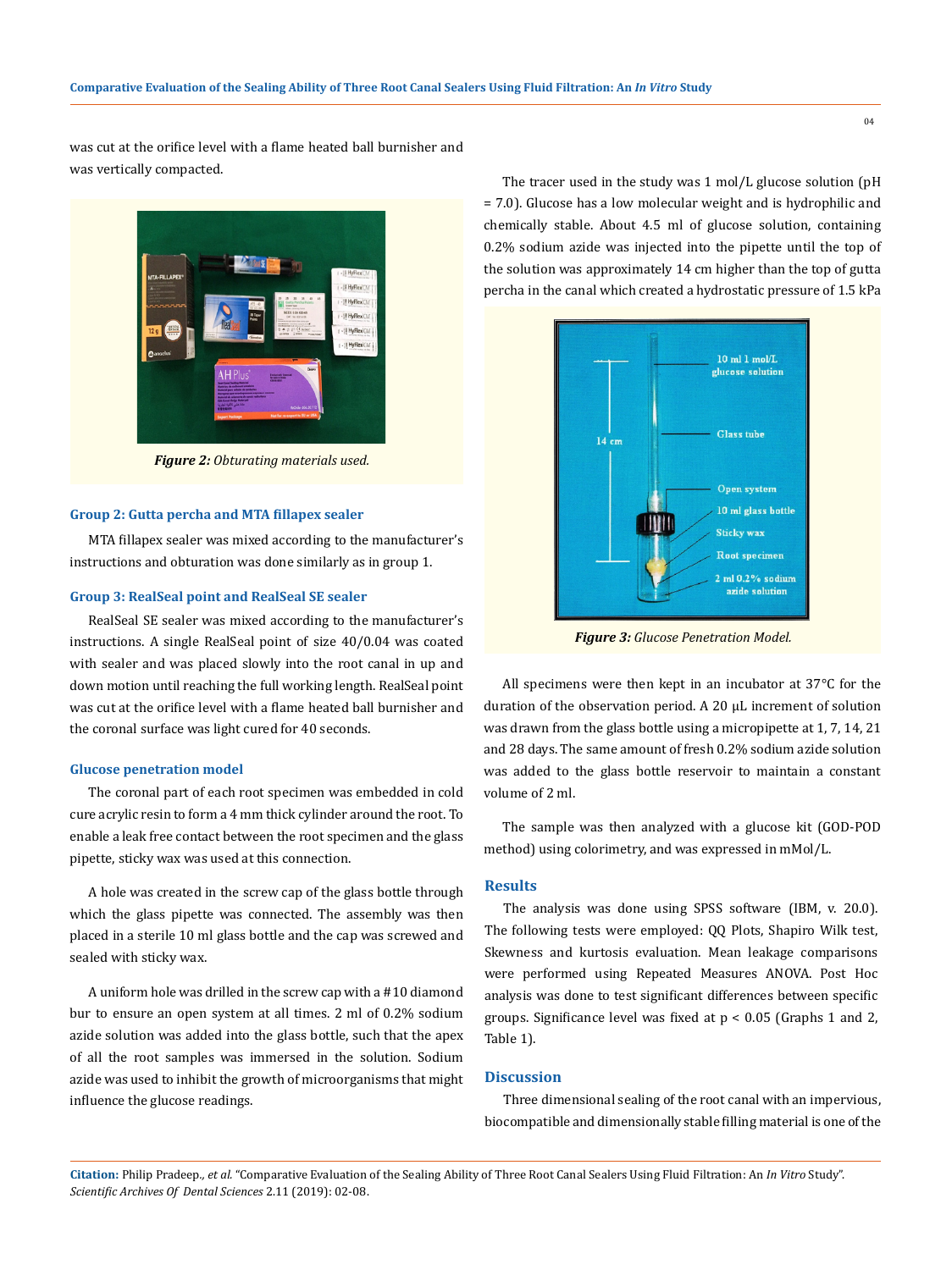was cut at the orifice level with a flame heated ball burnisher and was vertically compacted.

*Figure 2: Obturating materials used.*

### Group 2: Gutta percha and MTA fillapex sealer

MTA fillapex sealer was mixed according to the manufacturer's instructions and obturation was done similarly as in group 1.

### Group 3: RealSeal point and RealSeal SE sealer

RealSeal SE sealer was mixed according to the manufacturer's instructions. A single RealSeal point of size 40/0.04 was coated with sealer and was placed slowly into the root canal in up and down motion until reaching the full working length. RealSeal point was cut at the orifice level with a flame heated ball burnisher and the coronal surface was light cured for 40 seconds.

### Glucose penetration model

The coronal part of each root specimen was embedded in cold cure acrylic resin to form a 4 mm thick cylinder around the root. To enable a leak free contact between the root specimen and the glass pipette, sticky wax was used at this connection.

A hole was created in the screw cap of the glass bottle through which the glass pipette was connected. The assembly was then placed in a sterile 10 ml glass bottle and the cap was screwed and sealed with sticky wax.

A uniform hole was drilled in the screw cap with a #10 diamond bur to ensure an open system at all times. 2 ml of 0.2% sodium azide solution was added into the glass bottle, such that the apex of all the root samples was immersed in the solution. Sodium azide was used to inhibit the growth of microorganisms that might influence the glucose readings.

The tracer used in the study was 1 mol/L glucose solution (pH = 7.0). Glucose has a low molecular weight and is hydrophilic and chemically stable. About 4.5 ml of glucose solution, containing 0.2% sodium azide was injected into the pipette until the top of the solution was approximately 14 cm higher than the top of gutta percha in the canal which created a hydrostatic pressure of 1.5 kPa

*Figure 3: Glucose Penetration Model.*

All specimens were then kept in an incubator at 37°C for the duration of the observation period. A 20 µL increment of solution was drawn from the glass bottle using a micropipette at 1, 7, 14, 21 and 28 days. The same amount of fresh 0.2% sodium azide solution was added to the glass bottle reservoir to maintain a constant volume of 2 ml.

The sample was then analyzed with a glucose kit (GOD-POD method) using colorimetry, and was expressed in mMol/L.

## Results

The analysis was done using SPSS software (IBM, v. 20.0). The following tests were employed: QQ Plots, Shapiro Wilk test, Skewness and kurtosis evaluation. Mean leakage comparisons were performed using Repeated Measures ANOVA. Post Hoc analysis was done to test significant differences between specific groups. Significance level was fixed at $p < 0.05$ (Graphs 1 and 2, Table 1).

## Discussion

Three dimensional sealing of the root canal with an impervious, biocompatible and dimensionally stable filling material is one of the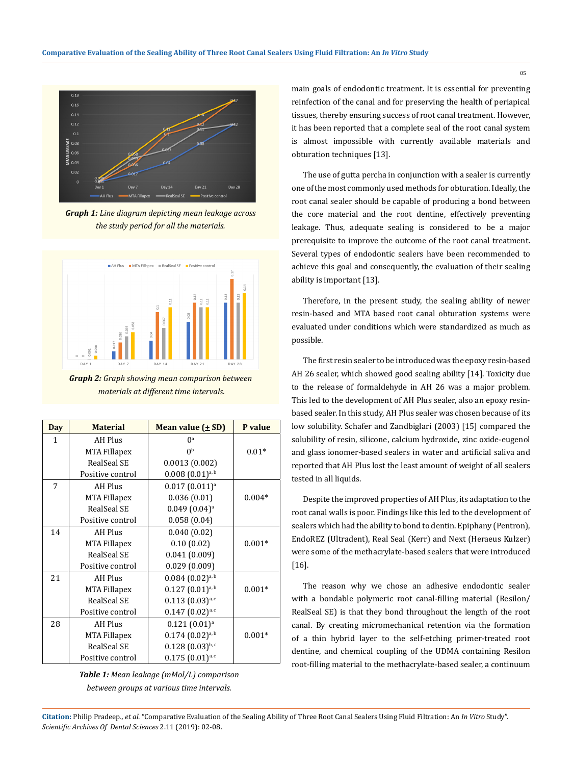*Graph 1: Line diagram depicting mean leakage across the study period for all the materials.*

*Graph 2: Graph showing mean comparison between materials at different time intervals.*

| Day | Material | Mean value (± SD) | P value |
|---|---|---|---|
| 1 | AH Plus | 0[a] | 0.01* |
| | MTA Fillapex | 0[b] | |
| | RealSeal SE | 0.0013 (0.002) | |
| | Positive control | 0.008 (0.01)[a, b] | |
| 7 | AH Plus | 0.017 (0.011)[a] | 0.004* |
| | MTA Fillapex | 0.036 (0.01) | |
| | RealSeal SE | 0.049 (0.04)[a] | |
| | Positive control | 0.058 (0.04) | |
| 14 | AH Plus | 0.040 (0.02) | 0.001* |
| | MTA Fillapex | 0.10 (0.02) | |
| | RealSeal SE | 0.041 (0.009) | |
| | Positive control | 0.029 (0.009) | |
| 21 | AH Plus | 0.084 (0.02)[a, b] | 0.001* |
| | MTA Fillapex | 0.127 (0.01)[a, b] | |
| | RealSeal SE | 0.113 (0.03)[a, c] | |
| | Positive control | 0.147 (0.02)[a, c] | |
| 28 | AH Plus | 0.121 (0.01)[a] | 0.001* |
| | MTA Fillapex | 0.174 (0.02)[a, b] | |
| | RealSeal SE | 0.128 (0.03)[b, c] | |
| | Positive control | 0.175 (0.01)[a, c] | |

***Table 1:** Mean leakage (mMol/L) comparison between groups at various time intervals.*

main goals of endodontic treatment. It is essential for preventing reinfection of the canal and for preserving the health of periapical tissues, thereby ensuring success of root canal treatment. However, it has been reported that a complete seal of the root canal system is almost impossible with currently available materials and obturation techniques [13].

The use of gutta percha in conjunction with a sealer is currently one of the most commonly used methods for obturation. Ideally, the root canal sealer should be capable of producing a bond between the core material and the root dentine, effectively preventing leakage. Thus, adequate sealing is considered to be a major prerequisite to improve the outcome of the root canal treatment. Several types of endodontic sealers have been recommended to achieve this goal and consequently, the evaluation of their sealing ability is important [13].

Therefore, in the present study, the sealing ability of newer resin-based and MTA based root canal obturation systems were evaluated under conditions which were standardized as much as possible.

The first resin sealer to be introduced was the epoxy resin-based AH 26 sealer, which showed good sealing ability [14]. Toxicity due to the release of formaldehyde in AH 26 was a major problem. This led to the development of AH Plus sealer, also an epoxy resin-based sealer. In this study, AH Plus sealer was chosen because of its low solubility. Schafer and Zandbiglari (2003) [15] compared the solubility of resin, silicone, calcium hydroxide, zinc oxide-eugenol and glass ionomer-based sealers in water and artificial saliva and reported that AH Plus lost the least amount of weight of all sealers tested in all liquids.

Despite the improved properties of AH Plus, its adaptation to the root canal walls is poor. Findings like this led to the development of sealers which had the ability to bond to dentin. Epiphany (Pentron), EndoREZ (Ultradent), Real Seal (Kerr) and Next (Heraeus Kulzer) were some of the methacrylate-based sealers that were introduced [16].

The reason why we chose an adhesive endodontic sealer with a bondable polymeric root canal-filling material (Resilon/ RealSeal SE) is that they bond throughout the length of the root canal. By creating micromechanical retention via the formation of a thin hybrid layer to the self-etching primer-treated root dentine, and chemical coupling of the UDMA containing Resilon root-filling material to the methacrylate-based sealer, a continuum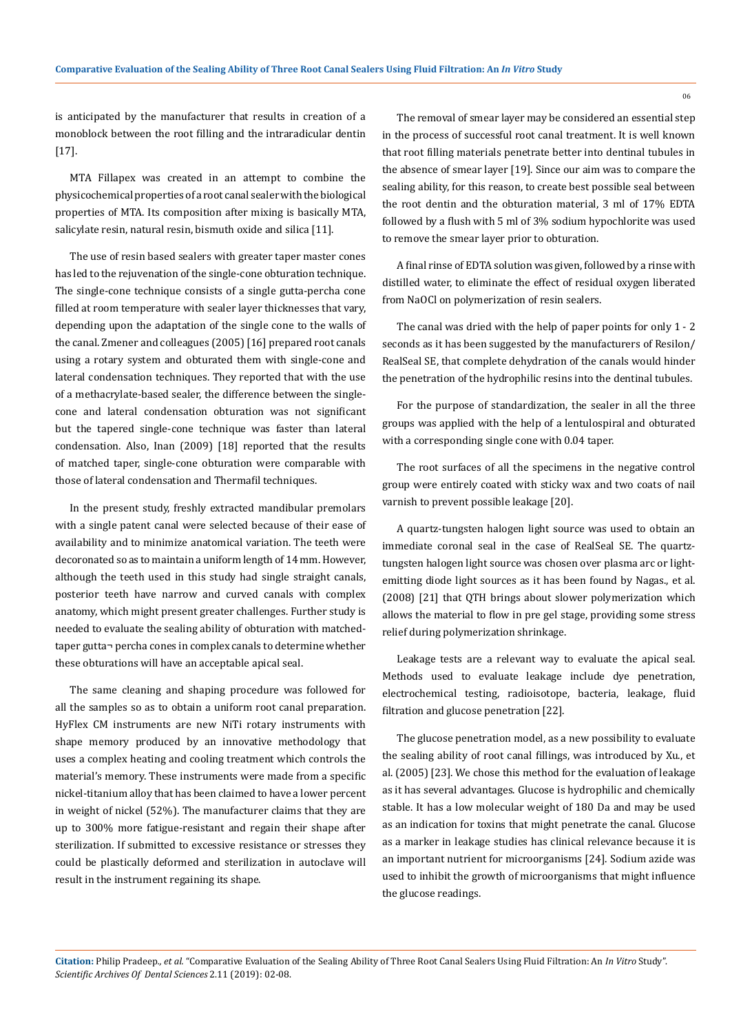is anticipated by the manufacturer that results in creation of a monoblock between the root filling and the intraradicular dentin [17].

MTA Fillapex was created in an attempt to combine the physicochemical properties of a root canal sealer with the biological properties of MTA. Its composition after mixing is basically MTA, salicylate resin, natural resin, bismuth oxide and silica [11].

The use of resin based sealers with greater taper master cones has led to the rejuvenation of the single-cone obturation technique. The single-cone technique consists of a single gutta-percha cone filled at room temperature with sealer layer thicknesses that vary, depending upon the adaptation of the single cone to the walls of the canal. Zmener and colleagues (2005) [16] prepared root canals using a rotary system and obturated them with single-cone and lateral condensation techniques. They reported that with the use of a methacrylate-based sealer, the difference between the single-cone and lateral condensation obturation was not significant but the tapered single-cone technique was faster than lateral condensation. Also, Inan (2009) [18] reported that the results of matched taper, single-cone obturation were comparable with those of lateral condensation and Thermafil techniques.

In the present study, freshly extracted mandibular premolars with a single patent canal were selected because of their ease of availability and to minimize anatomical variation. The teeth were decoronated so as to maintain a uniform length of 14 mm. However, although the teeth used in this study had single straight canals, posterior teeth have narrow and curved canals with complex anatomy, which might present greater challenges. Further study is needed to evaluate the sealing ability of obturation with matched-taper gutta¬ percha cones in complex canals to determine whether these obturations will have an acceptable apical seal.

The same cleaning and shaping procedure was followed for all the samples so as to obtain a uniform root canal preparation. HyFlex CM instruments are new NiTi rotary instruments with shape memory produced by an innovative methodology that uses a complex heating and cooling treatment which controls the material's memory. These instruments were made from a specific nickel-titanium alloy that has been claimed to have a lower percent in weight of nickel (52%). The manufacturer claims that they are up to 300% more fatigue-resistant and regain their shape after sterilization. If submitted to excessive resistance or stresses they could be plastically deformed and sterilization in autoclave will result in the instrument regaining its shape.

The removal of smear layer may be considered an essential step in the process of successful root canal treatment. It is well known that root filling materials penetrate better into dentinal tubules in the absence of smear layer [19]. Since our aim was to compare the sealing ability, for this reason, to create best possible seal between the root dentin and the obturation material, 3 ml of 17% EDTA followed by a flush with 5 ml of 3% sodium hypochlorite was used to remove the smear layer prior to obturation.

A final rinse of EDTA solution was given, followed by a rinse with distilled water, to eliminate the effect of residual oxygen liberated from NaOCl on polymerization of resin sealers.

The canal was dried with the help of paper points for only 1 - 2 seconds as it has been suggested by the manufacturers of Resilon/RealSeal SE, that complete dehydration of the canals would hinder the penetration of the hydrophilic resins into the dentinal tubules.

For the purpose of standardization, the sealer in all the three groups was applied with the help of a lentulospiral and obturated with a corresponding single cone with 0.04 taper.

The root surfaces of all the specimens in the negative control group were entirely coated with sticky wax and two coats of nail varnish to prevent possible leakage [20].

A quartz-tungsten halogen light source was used to obtain an immediate coronal seal in the case of RealSeal SE. The quartz-tungsten halogen light source was chosen over plasma arc or light-emitting diode light sources as it has been found by Nagas., et al. (2008) [21] that QTH brings about slower polymerization which allows the material to flow in pre gel stage, providing some stress relief during polymerization shrinkage.

Leakage tests are a relevant way to evaluate the apical seal. Methods used to evaluate leakage include dye penetration, electrochemical testing, radioisotope, bacteria, leakage, fluid filtration and glucose penetration [22].

The glucose penetration model, as a new possibility to evaluate the sealing ability of root canal fillings, was introduced by Xu., et al. (2005) [23]. We chose this method for the evaluation of leakage as it has several advantages. Glucose is hydrophilic and chemically stable. It has a low molecular weight of 180 Da and may be used as an indication for toxins that might penetrate the canal. Glucose as a marker in leakage studies has clinical relevance because it is an important nutrient for microorganisms [24]. Sodium azide was used to inhibit the growth of microorganisms that might influence the glucose readings.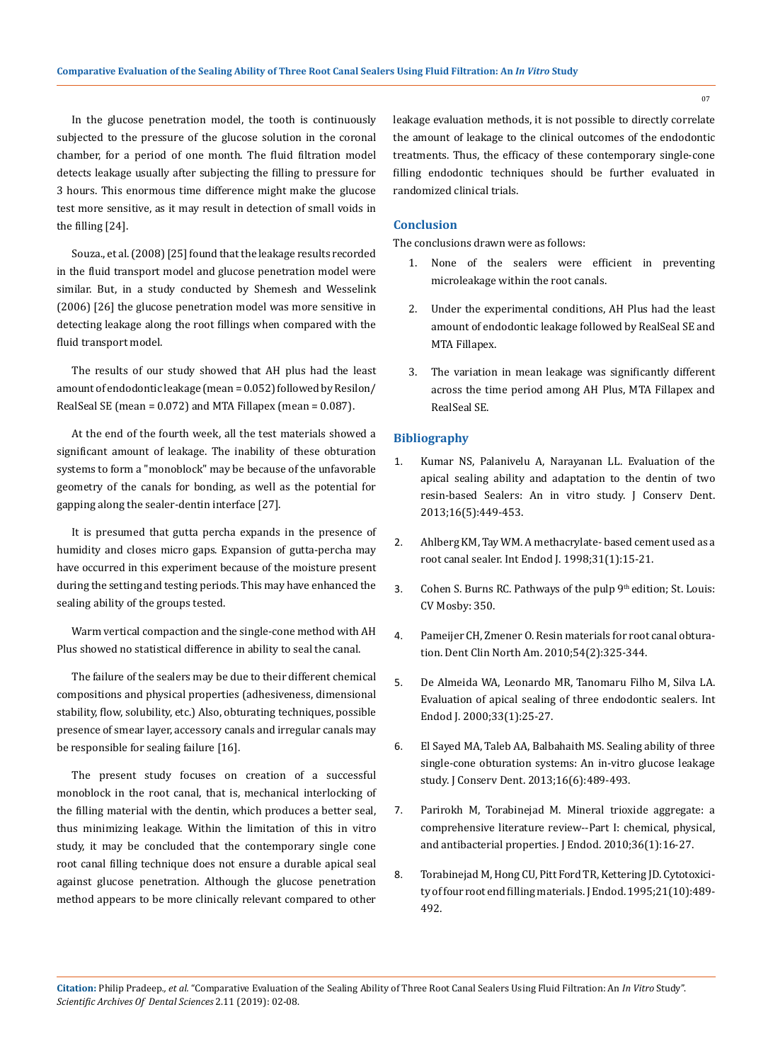In the glucose penetration model, the tooth is continuously subjected to the pressure of the glucose solution in the coronal chamber, for a period of one month. The fluid filtration model detects leakage usually after subjecting the filling to pressure for 3 hours. This enormous time difference might make the glucose test more sensitive, as it may result in detection of small voids in the filling [24].

Souza., et al. (2008) [25] found that the leakage results recorded in the fluid transport model and glucose penetration model were similar. But, in a study conducted by Shemesh and Wesselink (2006) [26] the glucose penetration model was more sensitive in detecting leakage along the root fillings when compared with the fluid transport model.

The results of our study showed that AH plus had the least amount of endodontic leakage (mean = 0.052) followed by Resilon/RealSeal SE (mean = 0.072) and MTA Fillapex (mean = 0.087).

At the end of the fourth week, all the test materials showed a significant amount of leakage. The inability of these obturation systems to form a "monoblock" may be because of the unfavorable geometry of the canals for bonding, as well as the potential for gapping along the sealer-dentin interface [27].

It is presumed that gutta percha expands in the presence of humidity and closes micro gaps. Expansion of gutta-percha may have occurred in this experiment because of the moisture present during the setting and testing periods. This may have enhanced the sealing ability of the groups tested.

Warm vertical compaction and the single-cone method with AH Plus showed no statistical difference in ability to seal the canal.

The failure of the sealers may be due to their different chemical compositions and physical properties (adhesiveness, dimensional stability, flow, solubility, etc.) Also, obturating techniques, possible presence of smear layer, accessory canals and irregular canals may be responsible for sealing failure [16].

The present study focuses on creation of a successful monoblock in the root canal, that is, mechanical interlocking of the filling material with the dentin, which produces a better seal, thus minimizing leakage. Within the limitation of this in vitro study, it may be concluded that the contemporary single cone root canal filling technique does not ensure a durable apical seal against glucose penetration. Although the glucose penetration method appears to be more clinically relevant compared to other leakage evaluation methods, it is not possible to directly correlate the amount of leakage to the clinical outcomes of the endodontic treatments. Thus, the efficacy of these contemporary single-cone filling endodontic techniques should be further evaluated in randomized clinical trials.

## Conclusion

The conclusions drawn were as follows:

1. None of the sealers were efficient in preventing microleakage within the root canals.
2. Under the experimental conditions, AH Plus had the least amount of endodontic leakage followed by RealSeal SE and MTA Fillapex.
3. The variation in mean leakage was significantly different across the time period among AH Plus, MTA Fillapex and RealSeal SE.

## Bibliography

1. Kumar NS, Palanivelu A, Narayanan LL. Evaluation of the apical sealing ability and adaptation to the dentin of two resin-based Sealers: An in vitro study. J Conserv Dent. 2013;16(5):449-453.
2. Ahlberg KM, Tay WM. A methacrylate- based cement used as a root canal sealer. Int Endod J. 1998;31(1):15-21.
3. Cohen S. Burns RC. Pathways of the pulp 9th edition; St. Louis: CV Mosby: 350.
4. Pameijer CH, Zmener O. Resin materials for root canal obturation. Dent Clin North Am. 2010;54(2):325-344.
5. De Almeida WA, Leonardo MR, Tanomaru Filho M, Silva LA. Evaluation of apical sealing of three endodontic sealers. Int Endod J. 2000;33(1):25-27.
6. El Sayed MA, Taleb AA, Balbahaith MS. Sealing ability of three single-cone obturation systems: An in-vitro glucose leakage study. J Conserv Dent. 2013;16(6):489-493.
7. Parirokh M, Torabinejad M. Mineral trioxide aggregate: a comprehensive literature review--Part I: chemical, physical, and antibacterial properties. J Endod. 2010;36(1):16-27.
8. Torabinejad M, Hong CU, Pitt Ford TR, Kettering JD. Cytotoxicity of four root end filling materials. J Endod. 1995;21(10):489-492.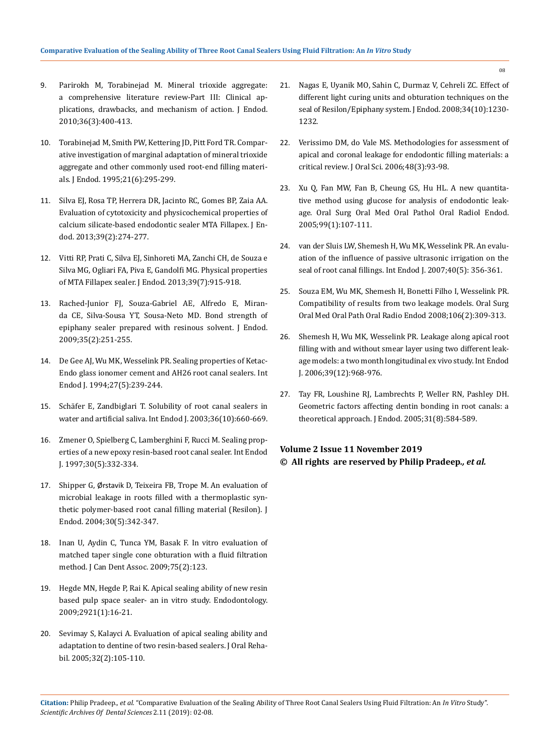9. Parirokh M, Torabinejad M. Mineral trioxide aggregate: a comprehensive literature review-Part III: Clinical applications, drawbacks, and mechanism of action. J Endod. 2010;36(3):400-413.

10. Torabinejad M, Smith PW, Kettering JD, Pitt Ford TR. Comparative investigation of marginal adaptation of mineral trioxide aggregate and other commonly used root-end filling materials. J Endod. 1995;21(6):295-299.

11. Silva EJ, Rosa TP, Herrera DR, Jacinto RC, Gomes BP, Zaia AA. Evaluation of cytotoxicity and physicochemical properties of calcium silicate-based endodontic sealer MTA Fillapex. J Endod. 2013;39(2):274-277.

12. Vitti RP, Prati C, Silva EJ, Sinhoreti MA, Zanchi CH, de Souza e Silva MG, Ogliari FA, Piva E, Gandolfi MG. Physical properties of MTA Fillapex sealer. J Endod. 2013;39(7):915-918.

13. Rached-Junior FJ, Souza-Gabriel AE, Alfredo E, Miranda CE, Silva-Sousa YT, Sousa-Neto MD. Bond strength of epiphany sealer prepared with resinous solvent. J Endod. 2009;35(2):251-255.

14. De Gee AJ, Wu MK, Wesselink PR. Sealing properties of Ketac-Endo glass ionomer cement and AH26 root canal sealers. Int Endod J. 1994;27(5):239-244.

15. Schäfer E, Zandbiglari T. Solubility of root canal sealers in water and artificial saliva. Int Endod J. 2003;36(10):660-669.

16. Zmener O, Spielberg C, Lamberghini F, Rucci M. Sealing properties of a new epoxy resin-based root canal sealer. Int Endod J. 1997;30(5):332-334.

17. Shipper G, Ørstavik D, Teixeira FB, Trope M. An evaluation of microbial leakage in roots filled with a thermoplastic synthetic polymer-based root canal filling material (Resilon). J Endod. 2004;30(5):342-347.

18. Inan U, Aydin C, Tunca YM, Basak F. In vitro evaluation of matched taper single cone obturation with a fluid filtration method. J Can Dent Assoc. 2009;75(2):123.

19. Hegde MN, Hegde P, Rai K. Apical sealing ability of new resin based pulp space sealer- an in vitro study. Endodontology. 2009;2921(1):16-21.

20. Sevimay S, Kalayci A. Evaluation of apical sealing ability and adaptation to dentine of two resin-based sealers. J Oral Rehabil. 2005;32(2):105-110.

21. Nagas E, Uyanik MO, Sahin C, Durmaz V, Cehreli ZC. Effect of different light curing units and obturation techniques on the seal of Resilon/Epiphany system. J Endod. 2008;34(10):1230-1232.

22. Verissimo DM, do Vale MS. Methodologies for assessment of apical and coronal leakage for endodontic filling materials: a critical review. J Oral Sci. 2006;48(3):93-98.

23. Xu Q, Fan MW, Fan B, Cheung GS, Hu HL. A new quantitative method using glucose for analysis of endodontic leakage. Oral Surg Oral Med Oral Pathol Oral Radiol Endod. 2005;99(1):107-111.

24. van der Sluis LW, Shemesh H, Wu MK, Wesselink PR. An evaluation of the influence of passive ultrasonic irrigation on the seal of root canal fillings. Int Endod J. 2007;40(5): 356-361.

25. Souza EM, Wu MK, Shemesh H, Bonetti Filho I, Wesselink PR. Compatibility of results from two leakage models. Oral Surg Oral Med Oral Path Oral Radio Endod 2008;106(2):309-313.

26. Shemesh H, Wu MK, Wesselink PR. Leakage along apical root filling with and without smear layer using two different leakage models: a two month longitudinal ex vivo study. Int Endod J. 2006;39(12):968-976.

27. Tay FR, Loushine RJ, Lambrechts P, Weller RN, Pashley DH. Geometric factors affecting dentin bonding in root canals: a theoretical approach. J Endod. 2005;31(8):584-589.

**Volume 2 Issue 11 November 2019**
**© All rights are reserved by Philip Pradeep*., et al.***